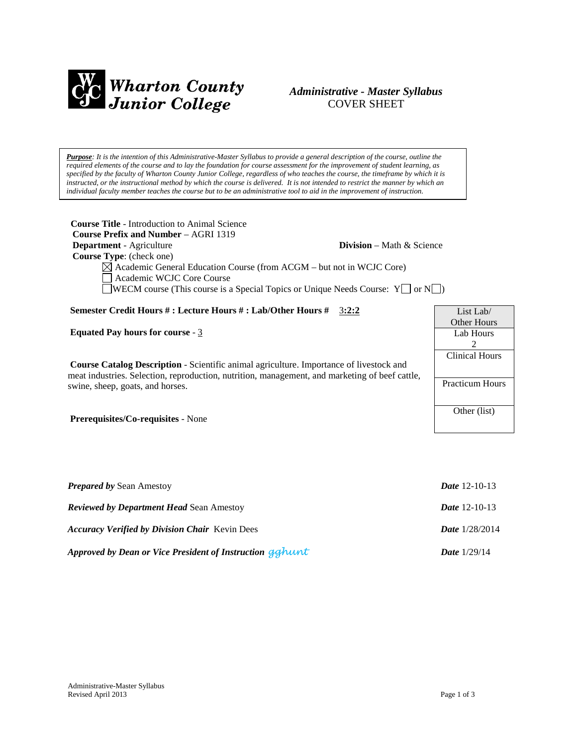**Wharton County Junior College**

# *Administrative - Master Syllabus*
COVER SHEET

> ***Purpose***: *It is the intention of this Administrative-Master Syllabus to provide a general description of the course, outline the required elements of the course and to lay the foundation for course assessment for the improvement of student learning, as specified by the faculty of Wharton County Junior College, regardless of who teaches the course, the timeframe by which it is instructed, or the instructional method by which the course is delivered. It is not intended to restrict the manner by which an individual faculty member teaches the course but to be an administrative tool to aid in the improvement of instruction.*

**Course Title** - Introduction to Animal Science
**Course Prefix and Number** – AGRI 1319
**Department** - Agriculture **Division** – Math & Science
**Course Type**: (check one)

- ☒ Academic General Education Course (from ACGM – but not in WCJC Core)
- ☐ Academic WCJC Core Course
- ☐ WECM course (This course is a Special Topics or Unique Needs Course: Y☐ or N☐)

**Semester Credit Hours # : Lecture Hours # : Lab/Other Hours #** 3**:2:2**

**Equated Pay hours for course** - 3

**Course Catalog Description** - Scientific animal agriculture. Importance of livestock and meat industries. Selection, reproduction, nutrition, management, and marketing of beef cattle, swine, sheep, goats, and horses.

**Prerequisites/Co-requisites** - None

| List Lab/ Other Hours |
|---|
| Lab Hours 2 |
| Clinical Hours |
| Practicum Hours |
| Other (list) |

***Prepared by*** Sean Amestoy ***Date*** 12-10-13

***Reviewed by Department Head*** Sean Amestoy ***Date*** 12-10-13

***Accuracy Verified by Division Chair*** Kevin Dees ***Date*** 1/28/2014

***Approved by Dean or Vice President of Instruction*** gghunt ***Date*** 1/29/14

Administrative-Master Syllabus
Revised April 2013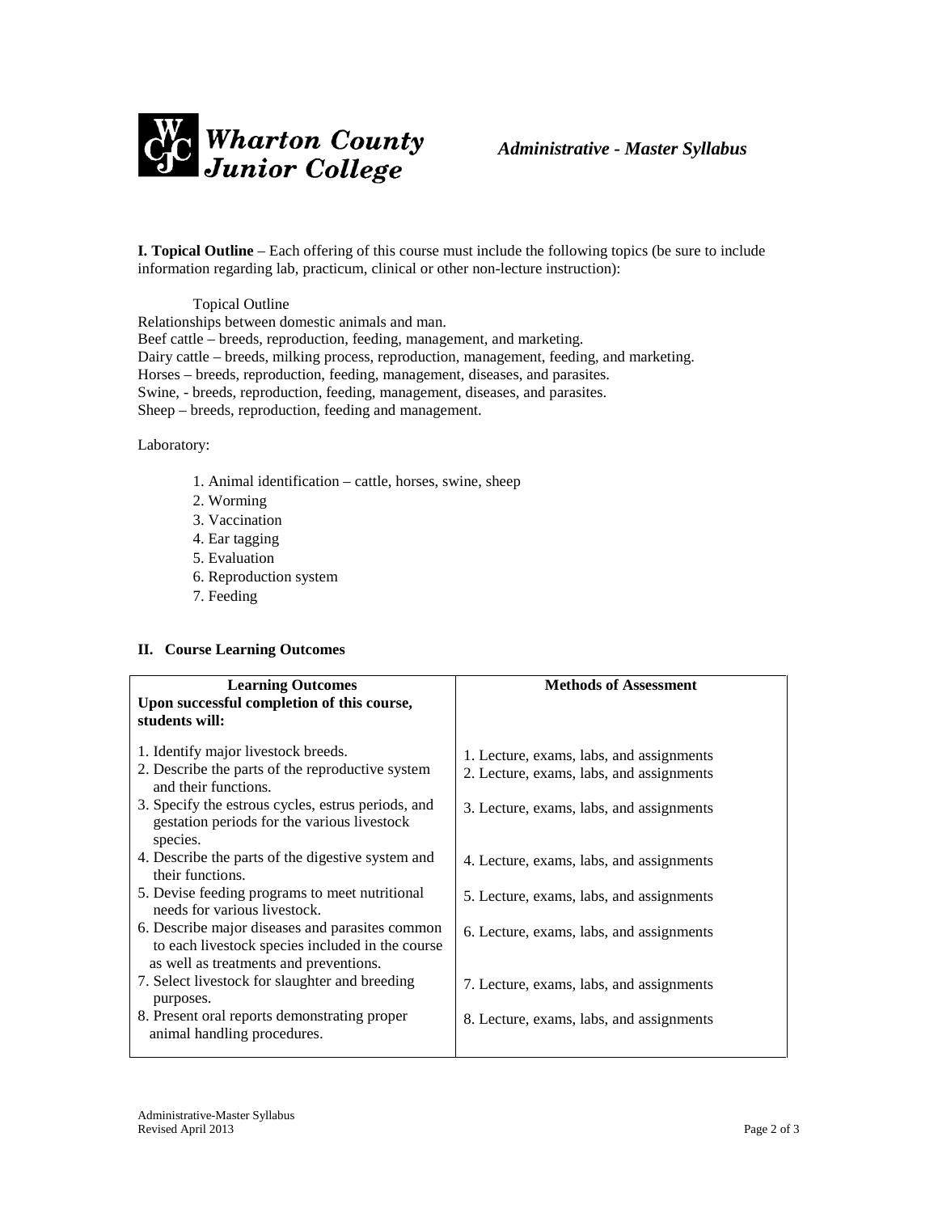**I. Topical Outline** – Each offering of this course must include the following topics (be sure to include information regarding lab, practicum, clinical or other non-lecture instruction):

Topical Outline

Relationships between domestic animals and man.
Beef cattle – breeds, reproduction, feeding, management, and marketing.
Dairy cattle – breeds, milking process, reproduction, management, feeding, and marketing.
Horses – breeds, reproduction, feeding, management, diseases, and parasites.
Swine, - breeds, reproduction, feeding, management, diseases, and parasites.
Sheep – breeds, reproduction, feeding and management.

Laboratory:

1. Animal identification – cattle, horses, swine, sheep
2. Worming
3. Vaccination
4. Ear tagging
5. Evaluation
6. Reproduction system
7. Feeding

**II. Course Learning Outcomes**

| **Learning Outcomes**<br>**Upon successful completion of this course, students will:** | **Methods of Assessment** |
|---|---|
| 1. Identify major livestock breeds. | 1. Lecture, exams, labs, and assignments |
| 2. Describe the parts of the reproductive system and their functions. | 2. Lecture, exams, labs, and assignments |
| 3. Specify the estrous cycles, estrus periods, and gestation periods for the various livestock species. | 3. Lecture, exams, labs, and assignments |
| 4. Describe the parts of the digestive system and their functions. | 4. Lecture, exams, labs, and assignments |
| 5. Devise feeding programs to meet nutritional needs for various livestock. | 5. Lecture, exams, labs, and assignments |
| 6. Describe major diseases and parasites common to each livestock species included in the course as well as treatments and preventions. | 6. Lecture, exams, labs, and assignments |
| 7. Select livestock for slaughter and breeding purposes. | 7. Lecture, exams, labs, and assignments |
| 8. Present oral reports demonstrating proper animal handling procedures. | 8. Lecture, exams, labs, and assignments |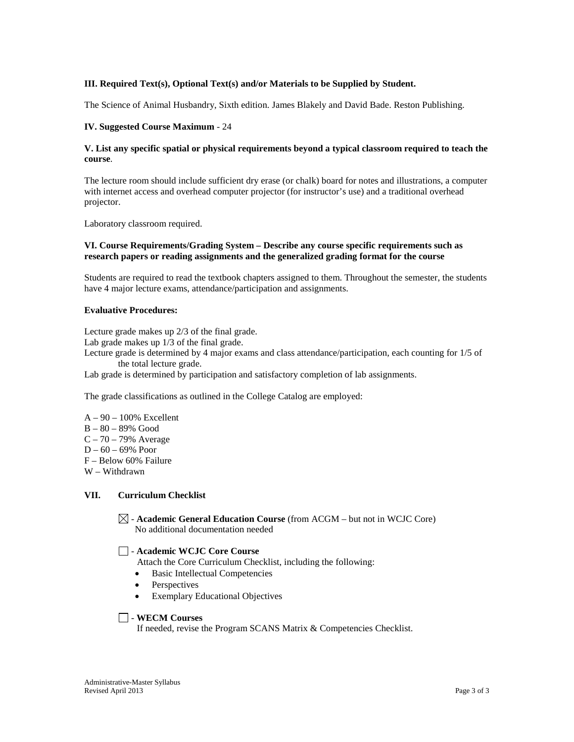**III. Required Text(s), Optional Text(s) and/or Materials to be Supplied by Student.**

The Science of Animal Husbandry, Sixth edition. James Blakely and David Bade. Reston Publishing.

**IV. Suggested Course Maximum** - 24

**V. List any specific spatial or physical requirements beyond a typical classroom required to teach the course**.

The lecture room should include sufficient dry erase (or chalk) board for notes and illustrations, a computer with internet access and overhead computer projector (for instructor's use) and a traditional overhead projector.

Laboratory classroom required.

**VI. Course Requirements/Grading System – Describe any course specific requirements such as research papers or reading assignments and the generalized grading format for the course**

Students are required to read the textbook chapters assigned to them. Throughout the semester, the students have 4 major lecture exams, attendance/participation and assignments.

**Evaluative Procedures:**

Lecture grade makes up 2/3 of the final grade.
Lab grade makes up 1/3 of the final grade.
Lecture grade is determined by 4 major exams and class attendance/participation, each counting for 1/5 of the total lecture grade.
Lab grade is determined by participation and satisfactory completion of lab assignments.

The grade classifications as outlined in the College Catalog are employed:

A – 90 – 100% Excellent
B – 80 – 89% Good
C – 70 – 79% Average
D – 60 – 69% Poor
F – Below 60% Failure
W – Withdrawn

**VII. Curriculum Checklist**

☒ - **Academic General Education Course** (from ACGM – but not in WCJC Core)
No additional documentation needed

☐ - **Academic WCJC Core Course**
Attach the Core Curriculum Checklist, including the following:

- Basic Intellectual Competencies
- Perspectives
- Exemplary Educational Objectives

☐ - **WECM Courses**
If needed, revise the Program SCANS Matrix & Competencies Checklist.

Administrative-Master Syllabus
Revised April 2013